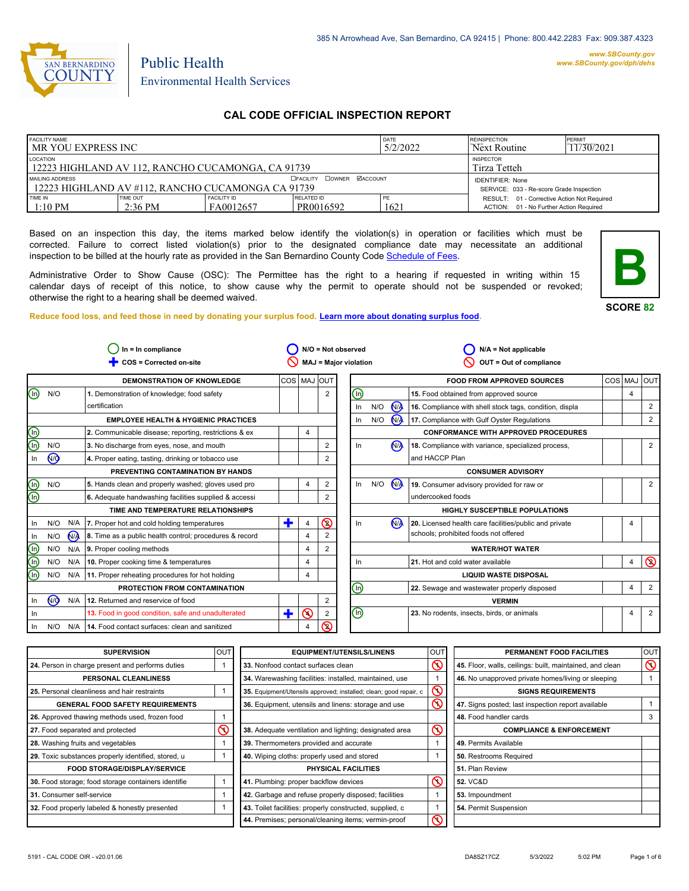385 N Arrowhead Ave, San Bernardino, CA 92415 | Phone: 800.442.2283 Fax: 909.387.4323

SAN BERNARDINO COUNTY

Public Health
Environmental Health Services

www.SBCounty.gov
www.SBCounty.gov/dph/dehs

# CAL CODE OFFICIAL INSPECTION REPORT

| FACILITY NAME | | | | DATE | REINSPECTION | PERMIT |
|---|---|---|---|---|---|---|
| MR YOU EXPRESS INC | | | | 5/2/2022 | Next Routine | 11/30/2021 |
| LOCATION | | | | | INSPECTOR | |
| 12223 HIGHLAND AV 112, RANCHO CUCAMONGA, CA 91739 | | | | | Tirza Tetteh | |
| MAILING ADDRESS ☐FACILITY ☐OWNER ☑ACCOUNT | | | | | IDENTIFIER: None | |
| 12223 HIGHLAND AV #112, RANCHO CUCAMONGA CA 91739 | | | | | SERVICE: 033 - Re-score Grade Inspection | |
| TIME IN | TIME OUT | FACILITY ID | RELATED ID | PE | RESULT: 01 - Corrective Action Not Required | |
| 1:10 PM | 2:36 PM | FA0012657 | PR0016592 | 1621 | ACTION: 01 - No Further Action Required | |

Based on an inspection this day, the items marked below identify the violation(s) in operation or facilities which must be corrected. Failure to correct listed violation(s) prior to the designated compliance date may necessitate an additional inspection to be billed at the hourly rate as provided in the San Bernardino County Code Schedule of Fees.

Administrative Order to Show Cause (OSC): The Permittee has the right to a hearing if requested in writing within 15 calendar days of receipt of this notice, to show cause why the permit to operate should not be suspended or revoked; otherwise the right to a hearing shall be deemed waived.

**B**

**SCORE 82**

**Reduce food loss, and feed those in need by donating your surplus food. Learn more about donating surplus food.**

- In = In compliance
- N/O = Not observed
- N/A = Not applicable
- COS = Corrected on-site
- MAJ = Major violation
- OUT = Out of compliance

| Status | | | Item | COS | MAJ | OUT |
|---|---|---|---|---|---|---|
| **DEMONSTRATION OF KNOWLEDGE** | | | | | | |
| (In) | N/O | | 1. Demonstration of knowledge; food safety certification | | | 2 |
| **EMPLOYEE HEALTH & HYGIENIC PRACTICES** | | | | | | |
| (In) | | | 2. Communicable disease; reporting, restrictions & ex | | 4 | |
| (In) | N/O | | 3. No discharge from eyes, nose, and mouth | | | 2 |
| In | (N/O) | | 4. Proper eating, tasting, drinking or tobacco use | | | 2 |
| **PREVENTING CONTAMINATION BY HANDS** | | | | | | |
| (In) | N/O | | 5. Hands clean and properly washed; gloves used pro | | 4 | 2 |
| (In) | | | 6. Adequate handwashing facilities supplied & accessi | | | 2 |
| **TIME AND TEMPERATURE RELATIONSHIPS** | | | | | | |
| In | N/O | N/A | 7. Proper hot and cold holding temperatures | ✚ | 4 | (2) OUT |
| In | N/O | (N/A) | 8. Time as a public health control; procedures & record | | 4 | 2 |
| (In) | N/O | N/A | 9. Proper cooling methods | | 4 | 2 |
| (In) | N/O | N/A | 10. Proper cooking time & temperatures | | 4 | |
| (In) | N/O | N/A | 11. Proper reheating procedures for hot holding | | 4 | |
| **PROTECTION FROM CONTAMINATION** | | | | | | |
| In | (N/O) | N/A | 12. Returned and reservice of food | | | 2 |
| In | | | 13. Food in good condition, safe and unadulterated | ✚ | (4) MAJ | 2 |
| In | N/O | N/A | 14. Food contact surfaces: clean and sanitized | | 4 | (2) OUT |
| **FOOD FROM APPROVED SOURCES** | | | | | | |
| (In) | | | 15. Food obtained from approved source | | 4 | |
| In | N/O | (N/A) | 16. Compliance with shell stock tags, condition, displa | | | 2 |
| In | N/O | (N/A) | 17. Compliance with Gulf Oyster Regulations | | | 2 |
| **CONFORMANCE WITH APPROVED PROCEDURES** | | | | | | |
| In | | (N/A) | 18. Compliance with variance, specialized process, and HACCP Plan | | | 2 |
| **CONSUMER ADVISORY** | | | | | | |
| In | N/O | (N/A) | 19. Consumer advisory provided for raw or undercooked foods | | | 2 |
| **HIGHLY SUSCEPTIBLE POPULATIONS** | | | | | | |
| In | | (N/A) | 20. Licensed health care facilities/public and private schools; prohibited foods not offered | | 4 | |
| **WATER/HOT WATER** | | | | | | |
| In | | | 21. Hot and cold water available | | 4 | (2) OUT |
| **LIQUID WASTE DISPOSAL** | | | | | | |
| (In) | | | 22. Sewage and wastewater properly disposed | | 4 | 2 |
| **VERMIN** | | | | | | |
| (In) | | | 23. No rodents, insects, birds, or animals | | 4 | 2 |

| Item | OUT |
|---|---|
| **SUPERVISION** | |
| 24. Person in charge present and performs duties | 1 |
| **PERSONAL CLEANLINESS** | |
| 25. Personal cleanliness and hair restraints | 1 |
| **GENERAL FOOD SAFETY REQUIREMENTS** | |
| 26. Approved thawing methods used, frozen food | 1 |
| 27. Food separated and protected | ⦸ OUT |
| 28. Washing fruits and vegetables | 1 |
| 29. Toxic substances properly identified, stored, u | 1 |
| **FOOD STORAGE/DISPLAY/SERVICE** | |
| 30. Food storage; food storage containers identifie | 1 |
| 31. Consumer self-service | 1 |
| 32. Food properly labeled & honestly presented | 1 |
| **EQUIPMENT/UTENSILS/LINENS** | |
| 33. Nonfood contact surfaces clean | ⦸ OUT |
| 34. Warewashing facilities: installed, maintained, use | 1 |
| 35. Equipment/Utensils approved; installed; clean; good repair, c | ⦸ OUT |
| 36. Equipment, utensils and linens: storage and use | ⦸ OUT |
| 38. Adequate ventilation and lighting; designated area | ⦸ OUT |
| 39. Thermometers provided and accurate | 1 |
| 40. Wiping cloths: properly used and stored | 1 |
| **PHYSICAL FACILITIES** | |
| 41. Plumbing: proper backflow devices | ⦸ OUT |
| 42. Garbage and refuse properly disposed; facilities | 1 |
| 43. Toilet facilities: properly constructed, supplied, c | 1 |
| 44. Premises; personal/cleaning items; vermin-proof | ⦸ OUT |
| **PERMANENT FOOD FACILITIES** | |
| 45. Floor, walls, ceilings: built, maintained, and clean | ⦸ OUT |
| 46. No unapproved private homes/living or sleeping | 1 |
| **SIGNS REQUIREMENTS** | |
| 47. Signs posted; last inspection report available | 1 |
| 48. Food handler cards | 3 |
| **COMPLIANCE & ENFORCEMENT** | |
| 49. Permits Available | |
| 50. Restrooms Required | |
| 51. Plan Review | |
| 52. VC&D | |
| 53. Impoundment | |
| 54. Permit Suspension | |

5191 - CAL CODE OIR - v20.01.06 DA8SZ17CZ 5/3/2022 5:02 PM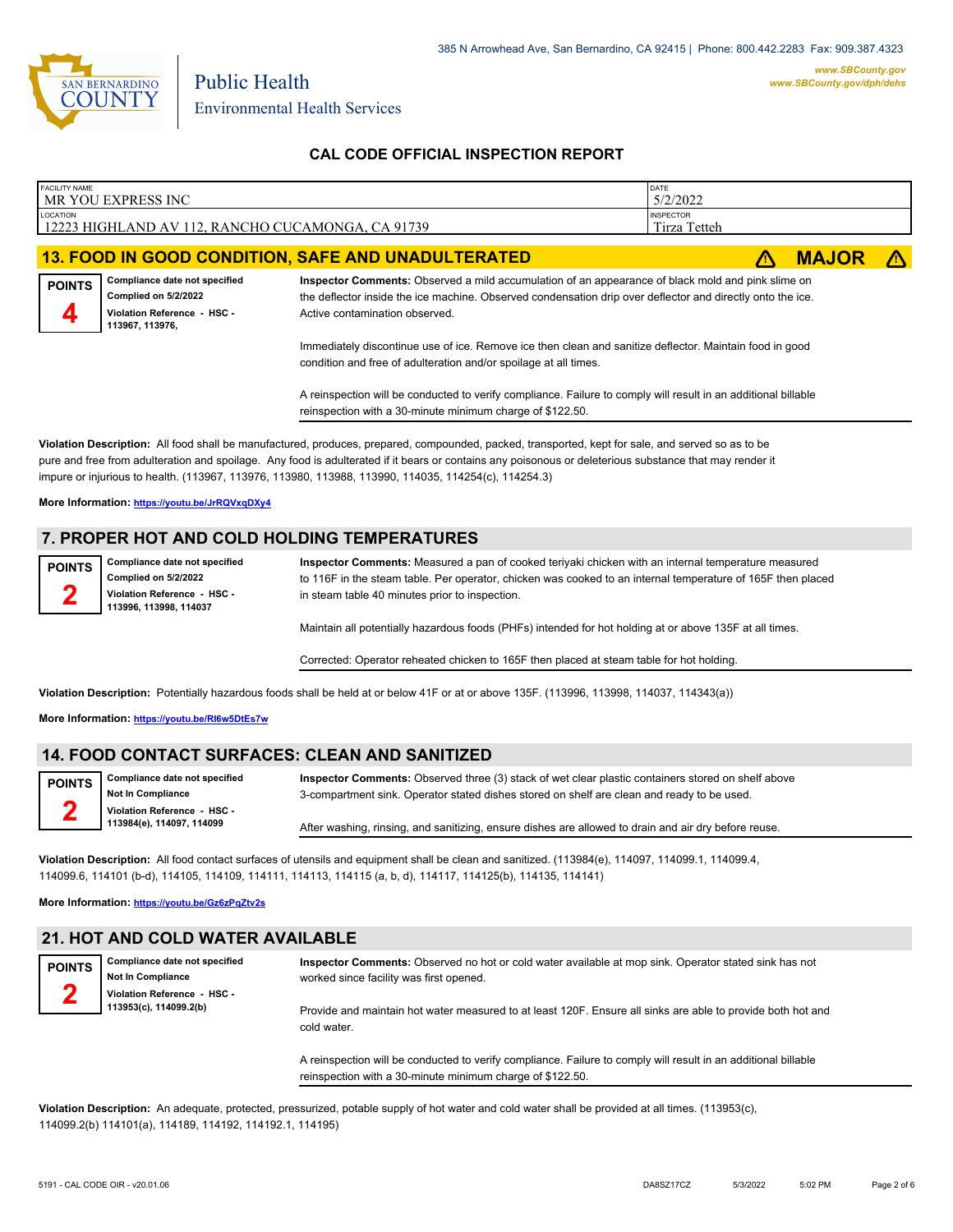385 N Arrowhead Ave, San Bernardino, CA 92415 | Phone: 800.442.2283 Fax: 909.387.4323

Public Health
Environmental Health Services

www.SBCounty.gov
www.SBCounty.gov/dph/dehs

## CAL CODE OFFICIAL INSPECTION REPORT

| FACILITY NAME | DATE |
|---|---|
| MR YOU EXPRESS INC | 5/2/2022 |
| **LOCATION** | **INSPECTOR** |
| 12223 HIGHLAND AV 112, RANCHO CUCAMONGA, CA 91739 | Tirza Tetteh |

## 13. FOOD IN GOOD CONDITION, SAFE AND UNADULTERATED — ⚠ MAJOR ⚠

**POINTS 4**

**Compliance date not specified**
**Complied on 5/2/2022**
**Violation Reference - HSC - 113967, 113976,**

**Inspector Comments:** Observed a mild accumulation of an appearance of black mold and pink slime on the deflector inside the ice machine. Observed condensation drip over deflector and directly onto the ice. Active contamination observed.

Immediately discontinue use of ice. Remove ice then clean and sanitize deflector. Maintain food in good condition and free of adulteration and/or spoilage at all times.

A reinspection will be conducted to verify compliance. Failure to comply will result in an additional billable reinspection with a 30-minute minimum charge of $122.50.

**Violation Description:** All food shall be manufactured, produces, prepared, compounded, packed, transported, kept for sale, and served so as to be pure and free from adulteration and spoilage. Any food is adulterated if it bears or contains any poisonous or deleterious substance that may render it impure or injurious to health. (113967, 113976, 113980, 113988, 113990, 114035, 114254(c), 114254.3)

**More Information:** https://youtu.be/JrRQVxqDXy4

## 7. PROPER HOT AND COLD HOLDING TEMPERATURES

**POINTS 2**

**Compliance date not specified**
**Complied on 5/2/2022**
**Violation Reference - HSC - 113996, 113998, 114037**

**Inspector Comments:** Measured a pan of cooked teriyaki chicken with an internal temperature measured to 116F in the steam table. Per operator, chicken was cooked to an internal temperature of 165F then placed in steam table 40 minutes prior to inspection.

Maintain all potentially hazardous foods (PHFs) intended for hot holding at or above 135F at all times.

Corrected: Operator reheated chicken to 165F then placed at steam table for hot holding.

**Violation Description:** Potentially hazardous foods shall be held at or below 41F or at or above 135F. (113996, 113998, 114037, 114343(a))

**More Information:** https://youtu.be/RI6w5DtEs7w

## 14. FOOD CONTACT SURFACES: CLEAN AND SANITIZED

**POINTS 2**

**Compliance date not specified**
**Not In Compliance**
**Violation Reference - HSC - 113984(e), 114097, 114099**

**Inspector Comments:** Observed three (3) stack of wet clear plastic containers stored on shelf above 3-compartment sink. Operator stated dishes stored on shelf are clean and ready to be used.

After washing, rinsing, and sanitizing, ensure dishes are allowed to drain and air dry before reuse.

**Violation Description:** All food contact surfaces of utensils and equipment shall be clean and sanitized. (113984(e), 114097, 114099.1, 114099.4, 114099.6, 114101 (b-d), 114105, 114109, 114111, 114113, 114115 (a, b, d), 114117, 114125(b), 114135, 114141)

**More Information:** https://youtu.be/Gz6zPqZtv2s

## 21. HOT AND COLD WATER AVAILABLE

**POINTS 2**

**Compliance date not specified**
**Not In Compliance**
**Violation Reference - HSC - 113953(c), 114099.2(b)**

**Inspector Comments:** Observed no hot or cold water available at mop sink. Operator stated sink has not worked since facility was first opened.

Provide and maintain hot water measured to at least 120F. Ensure all sinks are able to provide both hot and cold water.

A reinspection will be conducted to verify compliance. Failure to comply will result in an additional billable reinspection with a 30-minute minimum charge of $122.50.

**Violation Description:** An adequate, protected, pressurized, potable supply of hot water and cold water shall be provided at all times. (113953(c), 114099.2(b) 114101(a), 114189, 114192, 114192.1, 114195)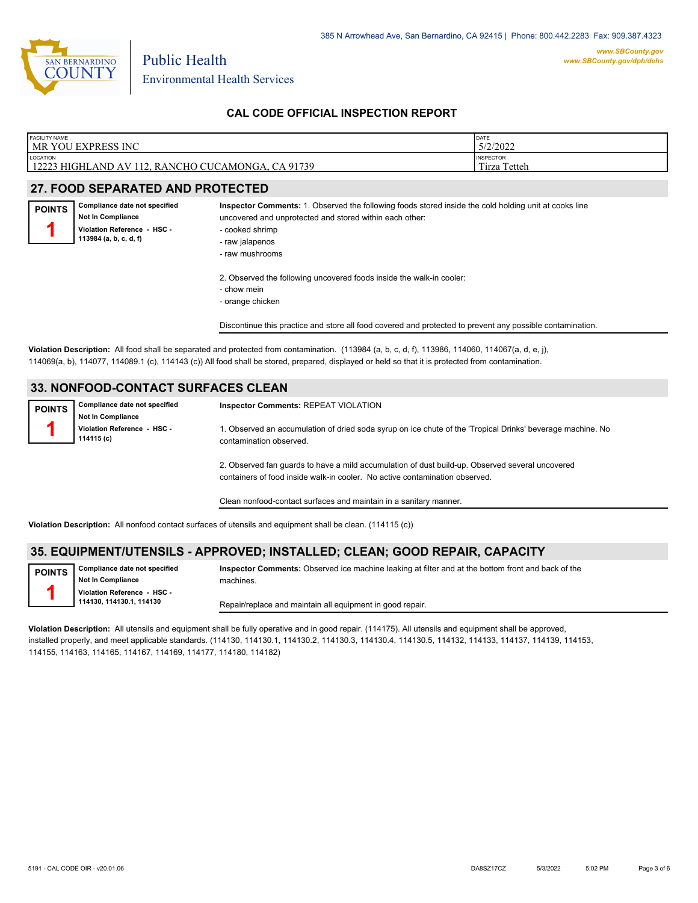## CAL CODE OFFICIAL INSPECTION REPORT

| FACILITY NAME | DATE |
|---|---|
| MR YOU EXPRESS INC | 5/2/2022 |
| **LOCATION** | **INSPECTOR** |
| 12223 HIGHLAND AV 112, RANCHO CUCAMONGA, CA 91739 | Tirza Tetteh |

### 27. FOOD SEPARATED AND PROTECTED

**POINTS** 1

**Compliance date not specified**
**Not In Compliance**
**Violation Reference - HSC - 113984 (a, b, c, d, f)**

**Inspector Comments:** 1. Observed the following foods stored inside the cold holding unit at cooks line uncovered and unprotected and stored within each other:
- cooked shrimp
- raw jalapenos
- raw mushrooms

2. Observed the following uncovered foods inside the walk-in cooler:
- chow mein
- orange chicken

Discontinue this practice and store all food covered and protected to prevent any possible contamination.

**Violation Description:** All food shall be separated and protected from contamination. (113984 (a, b, c, d, f), 113986, 114060, 114067(a, d, e, j), 114069(a, b), 114077, 114089.1 (c), 114143 (c)) All food shall be stored, prepared, displayed or held so that it is protected from contamination.

### 33. NONFOOD-CONTACT SURFACES CLEAN

**POINTS** 1

**Compliance date not specified**
**Not In Compliance**
**Violation Reference - HSC - 114115 (c)**

**Inspector Comments:** REPEAT VIOLATION

1. Observed an accumulation of dried soda syrup on ice chute of the 'Tropical Drinks' beverage machine. No contamination observed.

2. Observed fan guards to have a mild accumulation of dust build-up. Observed several uncovered containers of food inside walk-in cooler. No active contamination observed.

Clean nonfood-contact surfaces and maintain in a sanitary manner.

**Violation Description:** All nonfood contact surfaces of utensils and equipment shall be clean. (114115 (c))

### 35. EQUIPMENT/UTENSILS - APPROVED; INSTALLED; CLEAN; GOOD REPAIR, CAPACITY

**POINTS** 1

**Compliance date not specified**
**Not In Compliance**
**Violation Reference - HSC - 114130, 114130.1, 114130**

**Inspector Comments:** Observed ice machine leaking at filter and at the bottom front and back of the machines.

Repair/replace and maintain all equipment in good repair.

**Violation Description:** All utensils and equipment shall be fully operative and in good repair. (114175). All utensils and equipment shall be approved, installed properly, and meet applicable standards. (114130, 114130.1, 114130.2, 114130.3, 114130.4, 114130.5, 114132, 114133, 114137, 114139, 114153, 114155, 114163, 114165, 114167, 114169, 114177, 114180, 114182)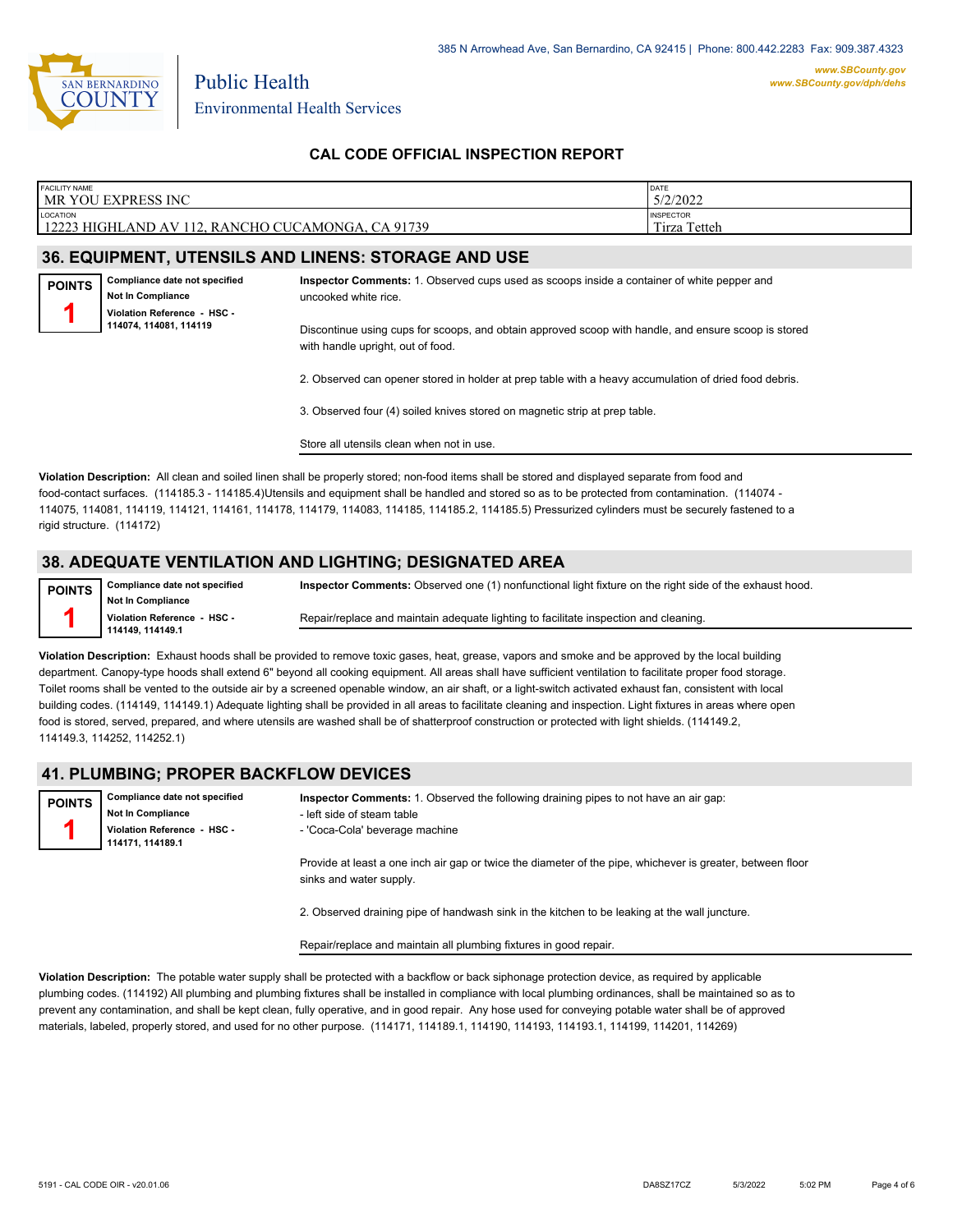385 N Arrowhead Ave, San Bernardino, CA 92415 | Phone: 800.442.2283 Fax: 909.387.4323

www.SBCounty.gov
www.SBCounty.gov/dph/dehs

SAN BERNARDINO COUNTY

Public Health
Environmental Health Services

## CAL CODE OFFICIAL INSPECTION REPORT

| FACILITY NAME | DATE |
|---|---|
| MR YOU EXPRESS INC | 5/2/2022 |
| **LOCATION** | **INSPECTOR** |
| 12223 HIGHLAND AV 112, RANCHO CUCAMONGA, CA 91739 | Tirza Tetteh |

## 36. EQUIPMENT, UTENSILS AND LINENS: STORAGE AND USE

**POINTS** 1

**Compliance date not specified**
**Not In Compliance**
**Violation Reference - HSC - 114074, 114081, 114119**

**Inspector Comments:** 1. Observed cups used as scoops inside a container of white pepper and uncooked white rice.

Discontinue using cups for scoops, and obtain approved scoop with handle, and ensure scoop is stored with handle upright, out of food.

2. Observed can opener stored in holder at prep table with a heavy accumulation of dried food debris.

3. Observed four (4) soiled knives stored on magnetic strip at prep table.

Store all utensils clean when not in use.

**Violation Description:** All clean and soiled linen shall be properly stored; non-food items shall be stored and displayed separate from food and food-contact surfaces. (114185.3 - 114185.4)Utensils and equipment shall be handled and stored so as to be protected from contamination. (114074 - 114075, 114081, 114119, 114121, 114161, 114178, 114179, 114083, 114185, 114185.2, 114185.5) Pressurized cylinders must be securely fastened to a rigid structure. (114172)

## 38. ADEQUATE VENTILATION AND LIGHTING; DESIGNATED AREA

**POINTS** 1

**Compliance date not specified**
**Not In Compliance**
**Violation Reference - HSC - 114149, 114149.1**

**Inspector Comments:** Observed one (1) nonfunctional light fixture on the right side of the exhaust hood.

Repair/replace and maintain adequate lighting to facilitate inspection and cleaning.

**Violation Description:** Exhaust hoods shall be provided to remove toxic gases, heat, grease, vapors and smoke and be approved by the local building department. Canopy-type hoods shall extend 6" beyond all cooking equipment. All areas shall have sufficient ventilation to facilitate proper food storage. Toilet rooms shall be vented to the outside air by a screened openable window, an air shaft, or a light-switch activated exhaust fan, consistent with local building codes. (114149, 114149.1) Adequate lighting shall be provided in all areas to facilitate cleaning and inspection. Light fixtures in areas where open food is stored, served, prepared, and where utensils are washed shall be of shatterproof construction or protected with light shields. (114149.2, 114149.3, 114252, 114252.1)

## 41. PLUMBING; PROPER BACKFLOW DEVICES

**POINTS** 1

**Compliance date not specified**
**Not In Compliance**
**Violation Reference - HSC - 114171, 114189.1**

**Inspector Comments:** 1. Observed the following draining pipes to not have an air gap:
- left side of steam table
- 'Coca-Cola' beverage machine

Provide at least a one inch air gap or twice the diameter of the pipe, whichever is greater, between floor sinks and water supply.

2. Observed draining pipe of handwash sink in the kitchen to be leaking at the wall juncture.

Repair/replace and maintain all plumbing fixtures in good repair.

**Violation Description:** The potable water supply shall be protected with a backflow or back siphonage protection device, as required by applicable plumbing codes. (114192) All plumbing and plumbing fixtures shall be installed in compliance with local plumbing ordinances, shall be maintained so as to prevent any contamination, and shall be kept clean, fully operative, and in good repair. Any hose used for conveying potable water shall be of approved materials, labeled, properly stored, and used for no other purpose. (114171, 114189.1, 114190, 114193, 114193.1, 114199, 114201, 114269)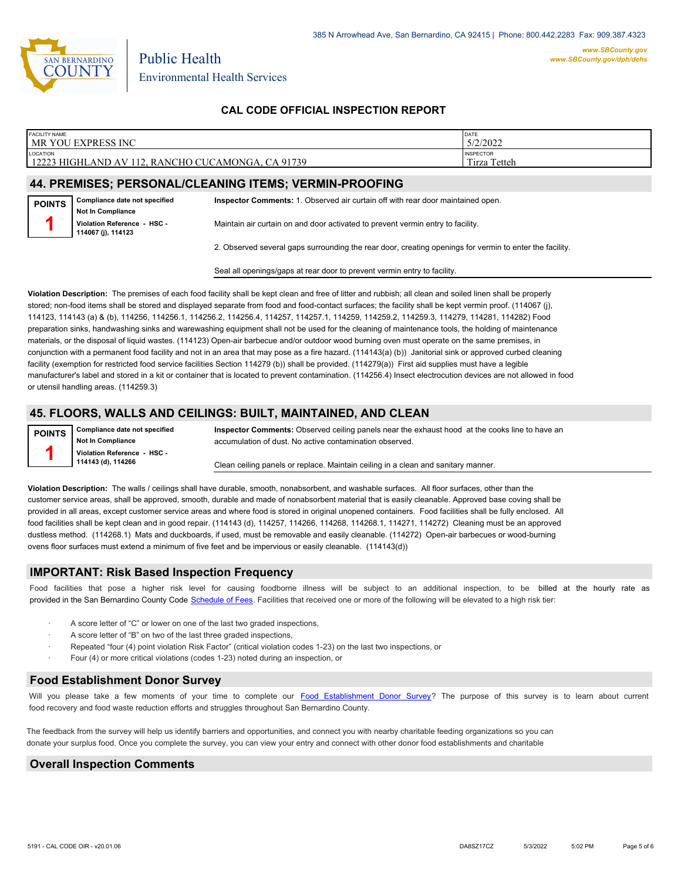# CAL CODE OFFICIAL INSPECTION REPORT

| FACILITY NAME | DATE |
|---|---|
| MR YOU EXPRESS INC | 5/2/2022 |
| **LOCATION** | **INSPECTOR** |
| 12223 HIGHLAND AV 112, RANCHO CUCAMONGA, CA 91739 | Tirza Tetteh |

## 44. PREMISES; PERSONAL/CLEANING ITEMS; VERMIN-PROOFING

**POINTS**
**1**

**Compliance date not specified**
**Not In Compliance**
**Violation Reference - HSC - 114067 (j), 114123**

**Inspector Comments:** 1. Observed air curtain off with rear door maintained open.

Maintain air curtain on and door activated to prevent vermin entry to facility.

2. Observed several gaps surrounding the rear door, creating openings for vermin to enter the facility.

Seal all openings/gaps at rear door to prevent vermin entry to facility.

**Violation Description:** The premises of each food facility shall be kept clean and free of litter and rubbish; all clean and soiled linen shall be properly stored; non-food items shall be stored and displayed separate from food and food-contact surfaces; the facility shall be kept vermin proof. (114067 (j), 114123, 114143 (a) & (b), 114256, 114256.1, 114256.2, 114256.4, 114257, 114257.1, 114259, 114259.2, 114259.3, 114279, 114281, 114282) Food preparation sinks, handwashing sinks and warewashing equipment shall not be used for the cleaning of maintenance tools, the holding of maintenance materials, or the disposal of liquid wastes. (114123) Open-air barbecue and/or outdoor wood burning oven must operate on the same premises, in conjunction with a permanent food facility and not in an area that may pose as a fire hazard. (114143(a) (b)) Janitorial sink or approved curbed cleaning facility (exemption for restricted food service facilities Section 114279 (b)) shall be provided. (114279(a)) First aid supplies must have a legible manufacturer's label and stored in a kit or container that is located to prevent contamination. (114256.4) Insect electrocution devices are not allowed in food or utensil handling areas. (114259.3)

## 45. FLOORS, WALLS AND CEILINGS: BUILT, MAINTAINED, AND CLEAN

**POINTS**
**1**

**Compliance date not specified**
**Not In Compliance**
**Violation Reference - HSC - 114143 (d), 114266**

**Inspector Comments:** Observed ceiling panels near the exhaust hood at the cooks line to have an accumulation of dust. No active contamination observed.

Clean ceiling panels or replace. Maintain ceiling in a clean and sanitary manner.

**Violation Description:** The walls / ceilings shall have durable, smooth, nonabsorbent, and washable surfaces. All floor surfaces, other than the customer service areas, shall be approved, smooth, durable and made of nonabsorbent material that is easily cleanable. Approved base coving shall be provided in all areas, except customer service areas and where food is stored in original unopened containers. Food facilities shall be fully enclosed. All food facilities shall be kept clean and in good repair. (114143 (d), 114257, 114266, 114268, 114268.1, 114271, 114272) Cleaning must be an approved dustless method. (114268.1) Mats and duckboards, if used, must be removable and easily cleanable. (114272) Open-air barbecues or wood-burning ovens floor surfaces must extend a minimum of five feet and be impervious or easily cleanable. (114143(d))

## IMPORTANT: Risk Based Inspection Frequency

Food facilities that pose a higher risk level for causing foodborne illness will be subject to an additional inspection, to be billed at the hourly rate as provided in the San Bernardino County Code Schedule of Fees. Facilities that received one or more of the following will be elevated to a high risk tier:

- A score letter of "C" or lower on one of the last two graded inspections,
- A score letter of "B" on two of the last three graded inspections,
- Repeated "four (4) point violation Risk Factor" (critical violation codes 1-23) on the last two inspections, or
- Four (4) or more critical violations (codes 1-23) noted during an inspection, or

## Food Establishment Donor Survey

Will you please take a few moments of your time to complete our Food Establishment Donor Survey? The purpose of this survey is to learn about current food recovery and food waste reduction efforts and struggles throughout San Bernardino County.

The feedback from the survey will help us identify barriers and opportunities, and connect you with nearby charitable feeding organizations so you can donate your surplus food. Once you complete the survey, you can view your entry and connect with other donor food establishments and charitable

## Overall Inspection Comments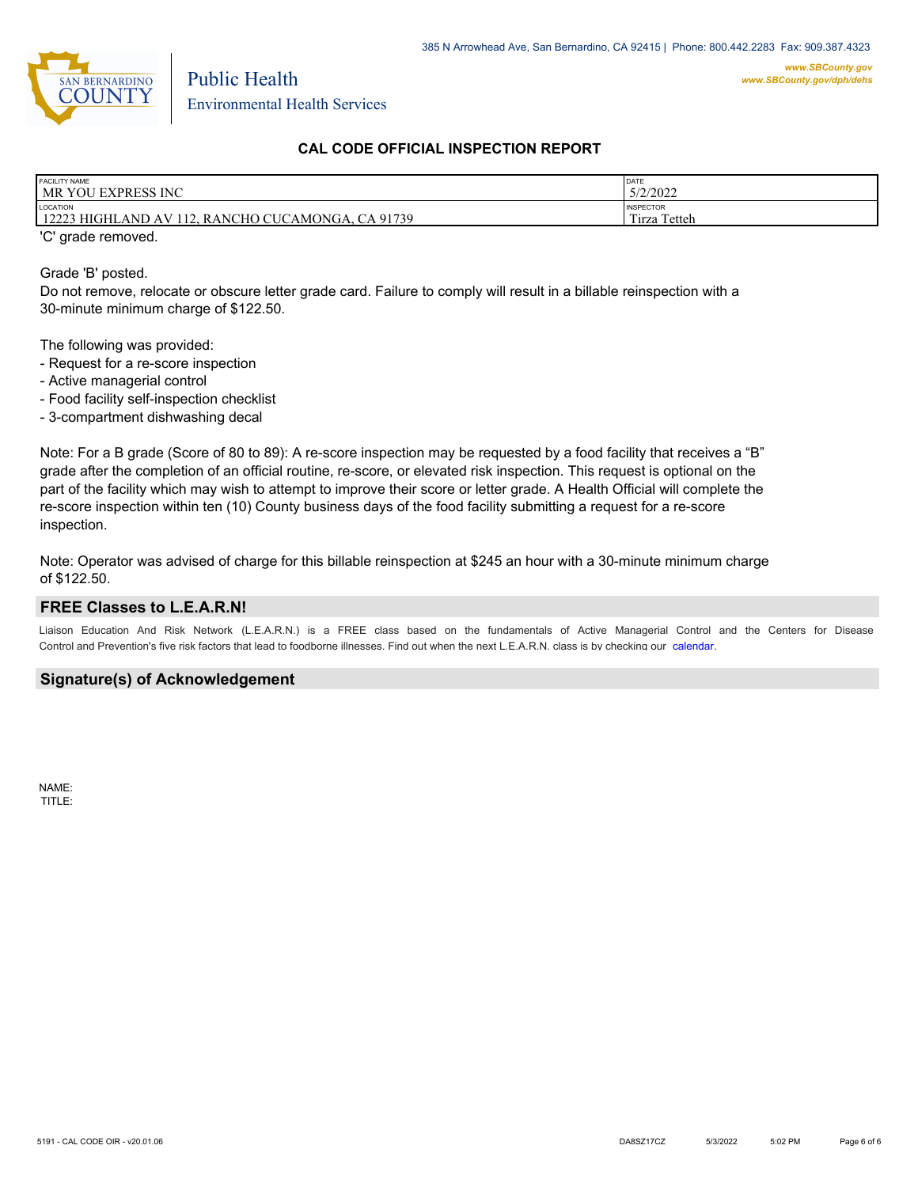Public Health
Environmental Health Services

385 N Arrowhead Ave, San Bernardino, CA 92415 | Phone: 800.442.2283 Fax: 909.387.4323

www.SBCounty.gov
www.SBCounty.gov/dph/dehs

## CAL CODE OFFICIAL INSPECTION REPORT

| FACILITY NAME | DATE |
|---|---|
| MR YOU EXPRESS INC | 5/2/2022 |
| **LOCATION** | **INSPECTOR** |
| 12223 HIGHLAND AV 112, RANCHO CUCAMONGA, CA 91739 | Tirza Tetteh |

'C' grade removed.

Grade 'B' posted.
Do not remove, relocate or obscure letter grade card. Failure to comply will result in a billable reinspection with a 30-minute minimum charge of $122.50.

The following was provided:
- Request for a re-score inspection
- Active managerial control
- Food facility self-inspection checklist
- 3-compartment dishwashing decal

Note: For a B grade (Score of 80 to 89): A re-score inspection may be requested by a food facility that receives a "B" grade after the completion of an official routine, re-score, or elevated risk inspection. This request is optional on the part of the facility which may wish to attempt to improve their score or letter grade. A Health Official will complete the re-score inspection within ten (10) County business days of the food facility submitting a request for a re-score inspection.

Note: Operator was advised of charge for this billable reinspection at $245 an hour with a 30-minute minimum charge of $122.50.

## FREE Classes to L.E.A.R.N!

Liaison Education And Risk Network (L.E.A.R.N.) is a FREE class based on the fundamentals of Active Managerial Control and the Centers for Disease Control and Prevention's five risk factors that lead to foodborne illnesses. Find out when the next L.E.A.R.N. class is by checking our calendar.

## Signature(s) of Acknowledgement

NAME:
TITLE: